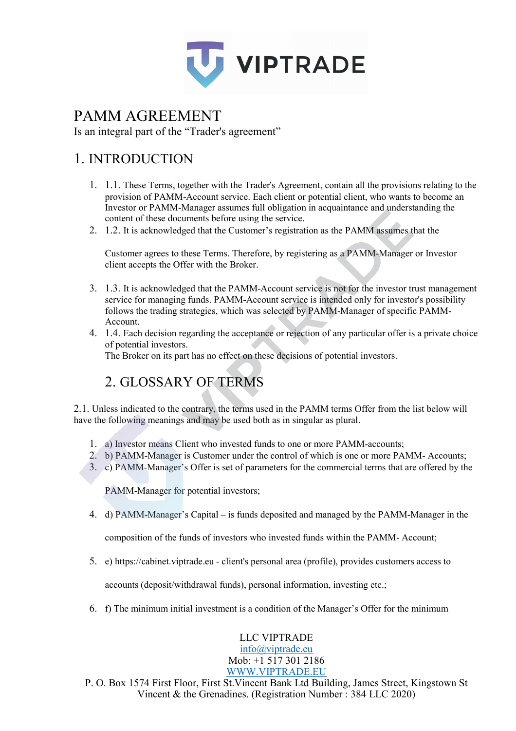VIPTRADE

# PAMM AGREEMENT

Is an integral part of the “Trader's agreement”

## 1. INTRODUCTION

1. 1.1. These Terms, together with the Trader's Agreement, contain all the provisions relating to the provision of PAMM-Account service. Each client or potential client, who wants to become an Investor or PAMM-Manager assumes full obligation in acquaintance and understanding the content of these documents before using the service.
2. 1.2. It is acknowledged that the Customer’s registration as the PAMM assumes that the

   Customer agrees to these Terms. Therefore, by registering as a PAMM-Manager or Investor client accepts the Offer with the Broker.

3. 1.3. It is acknowledged that the PAMM-Account service is not for the investor trust management service for managing funds. PAMM-Account service is intended only for investor's possibility follows the trading strategies, which was selected by PAMM-Manager of specific PAMM-Account.
4. 1.4. Each decision regarding the acceptance or rejection of any particular offer is a private choice of potential investors.
   The Broker on its part has no effect on these decisions of potential investors.

## 2. GLOSSARY OF TERMS

2.1. Unless indicated to the contrary, the terms used in the PAMM terms Offer from the list below will have the following meanings and may be used both as in singular as plural.

1. a) Investor means Client who invested funds to one or more PAMM-accounts;
2. b) PAMM-Manager is Customer under the control of which is one or more PAMM- Accounts;
3. c) PAMM-Manager’s Offer is set of parameters for the commercial terms that are offered by the

   PAMM-Manager for potential investors;

4. d) PAMM-Manager’s Capital – is funds deposited and managed by the PAMM-Manager in the

   composition of the funds of investors who invested funds within the PAMM- Account;

5. e) https://cabinet.viptrade.eu - client's personal area (profile), provides customers access to

   accounts (deposit/withdrawal funds), personal information, investing etc.;

6. f) The minimum initial investment is a condition of the Manager’s Offer for the minimum

LLC VIPTRADE
info@viptrade.eu
Mob: +1 517 301 2186
WWW.VIPTRADE.EU
P. O. Box 1574 First Floor, First St.Vincent Bank Ltd Building, James Street, Kingstown St Vincent & the Grenadines. (Registration Number : 384 LLC 2020)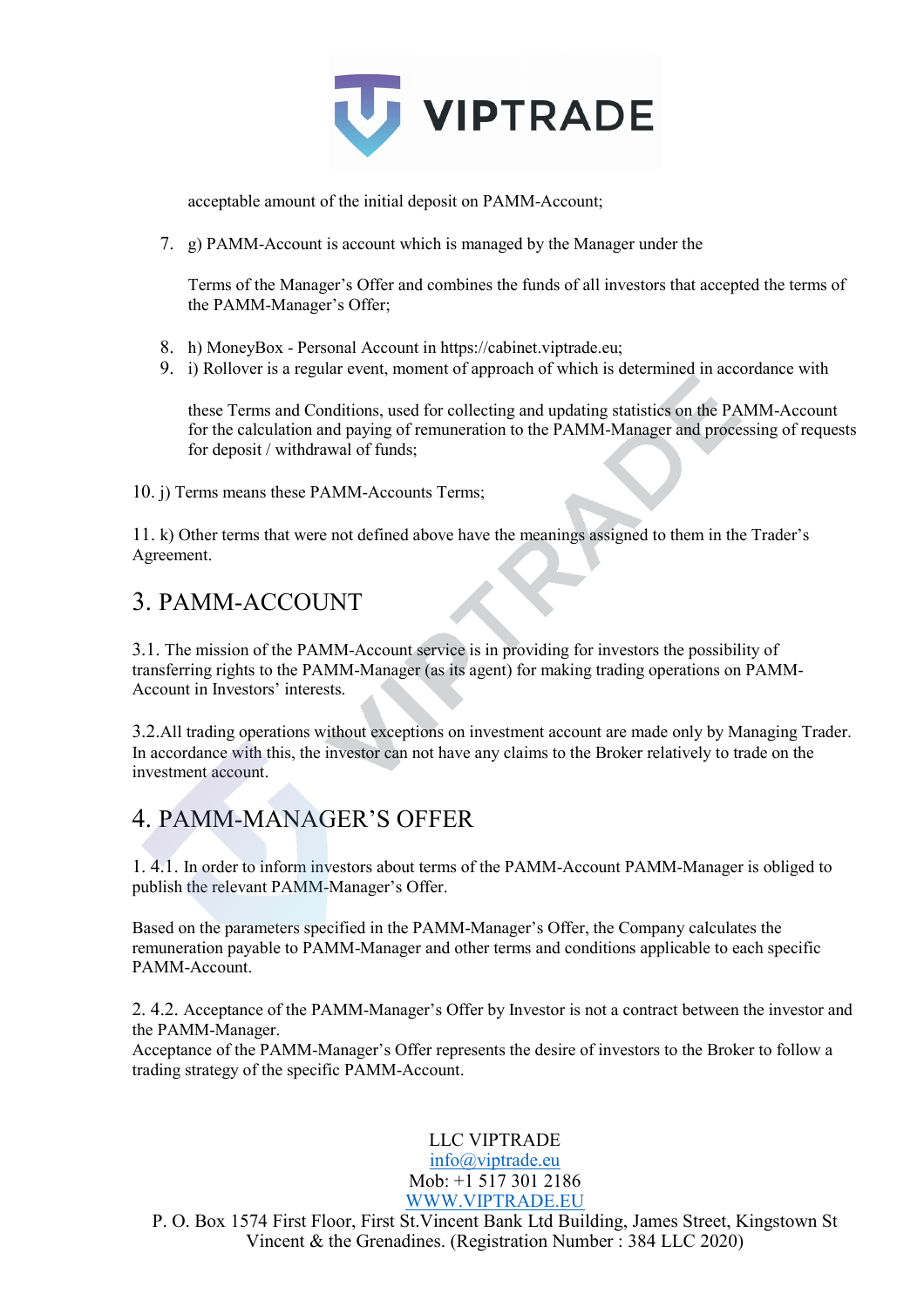acceptable amount of the initial deposit on PAMM-Account;

7. g) PAMM-Account is account which is managed by the Manager under the

   Terms of the Manager's Offer and combines the funds of all investors that accepted the terms of the PAMM-Manager's Offer;

8. h) MoneyBox - Personal Account in https://cabinet.viptrade.eu;
9. i) Rollover is a regular event, moment of approach of which is determined in accordance with

   these Terms and Conditions, used for collecting and updating statistics on the PAMM-Account for the calculation and paying of remuneration to the PAMM-Manager and processing of requests for deposit / withdrawal of funds;

10. j) Terms means these PAMM-Accounts Terms;

11. k) Other terms that were not defined above have the meanings assigned to them in the Trader's Agreement.

## 3. PAMM-ACCOUNT

3.1. The mission of the PAMM-Account service is in providing for investors the possibility of transferring rights to the PAMM-Manager (as its agent) for making trading operations on PAMM-Account in Investors' interests.

3.2.All trading operations without exceptions on investment account are made only by Managing Trader. In accordance with this, the investor can not have any claims to the Broker relatively to trade on the investment account.

## 4. PAMM-MANAGER'S OFFER

1. 4.1. In order to inform investors about terms of the PAMM-Account PAMM-Manager is obliged to publish the relevant PAMM-Manager's Offer.

Based on the parameters specified in the PAMM-Manager's Offer, the Company calculates the remuneration payable to PAMM-Manager and other terms and conditions applicable to each specific PAMM-Account.

2. 4.2. Acceptance of the PAMM-Manager's Offer by Investor is not a contract between the investor and the PAMM-Manager.
Acceptance of the PAMM-Manager's Offer represents the desire of investors to the Broker to follow a trading strategy of the specific PAMM-Account.

LLC VIPTRADE
info@viptrade.eu
Mob: +1 517 301 2186
WWW.VIPTRADE.EU
P. O. Box 1574 First Floor, First St.Vincent Bank Ltd Building, James Street, Kingstown St Vincent & the Grenadines. (Registration Number : 384 LLC 2020)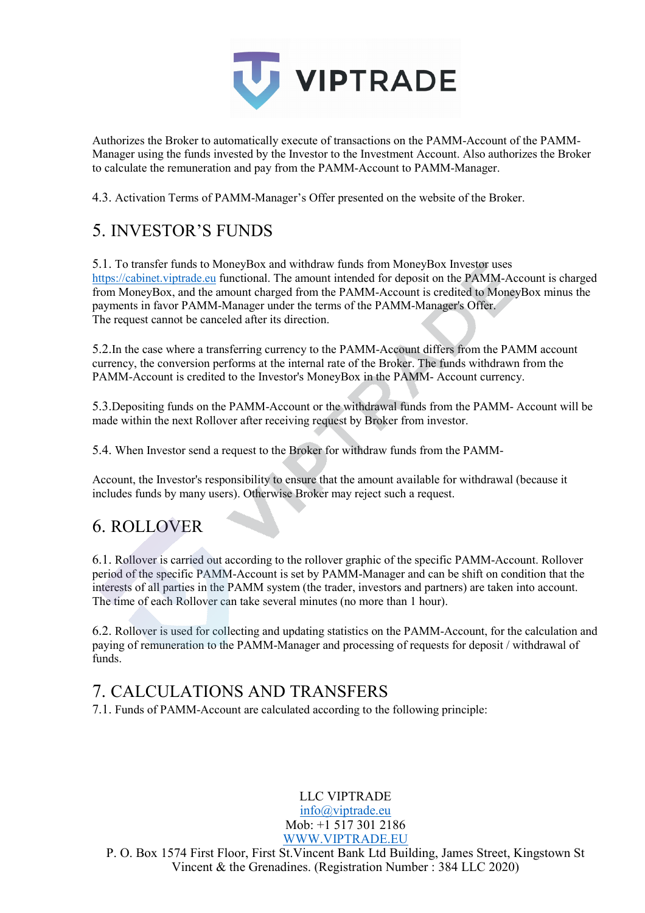Authorizes the Broker to automatically execute of transactions on the PAMM-Account of the PAMM-Manager using the funds invested by the Investor to the Investment Account. Also authorizes the Broker to calculate the remuneration and pay from the PAMM-Account to PAMM-Manager.

4.3. Activation Terms of PAMM-Manager's Offer presented on the website of the Broker.

## 5. INVESTOR'S FUNDS

5.1. To transfer funds to MoneyBox and withdraw funds from MoneyBox Investor uses https://cabinet.viptrade.eu functional. The amount intended for deposit on the PAMM-Account is charged from MoneyBox, and the amount charged from the PAMM-Account is credited to MoneyBox minus the payments in favor PAMM-Manager under the terms of the PAMM-Manager's Offer.
The request cannot be canceled after its direction.

5.2.In the case where a transferring currency to the PAMM-Account differs from the PAMM account currency, the conversion performs at the internal rate of the Broker. The funds withdrawn from the PAMM-Account is credited to the Investor's MoneyBox in the PAMM- Account currency.

5.3.Depositing funds on the PAMM-Account or the withdrawal funds from the PAMM- Account will be made within the next Rollover after receiving request by Broker from investor.

5.4. When Investor send a request to the Broker for withdraw funds from the PAMM-

Account, the Investor's responsibility to ensure that the amount available for withdrawal (because it includes funds by many users). Otherwise Broker may reject such a request.

## 6. ROLLOVER

6.1. Rollover is carried out according to the rollover graphic of the specific PAMM-Account. Rollover period of the specific PAMM-Account is set by PAMM-Manager and can be shift on condition that the interests of all parties in the PAMM system (the trader, investors and partners) are taken into account. The time of each Rollover can take several minutes (no more than 1 hour).

6.2. Rollover is used for collecting and updating statistics on the PAMM-Account, for the calculation and paying of remuneration to the PAMM-Manager and processing of requests for deposit / withdrawal of funds.

## 7. CALCULATIONS AND TRANSFERS

7.1. Funds of PAMM-Account are calculated according to the following principle:

LLC VIPTRADE
info@viptrade.eu
Mob: +1 517 301 2186
WWW.VIPTRADE.EU
P. O. Box 1574 First Floor, First St.Vincent Bank Ltd Building, James Street, Kingstown St Vincent & the Grenadines. (Registration Number : 384 LLC 2020)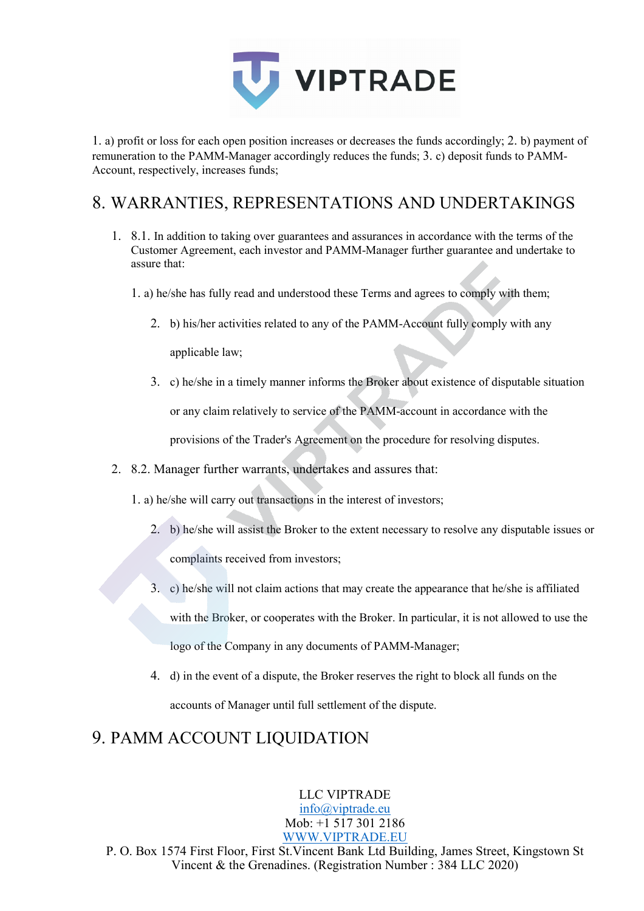1. a) profit or loss for each open position increases or decreases the funds accordingly; 2. b) payment of remuneration to the PAMM-Manager accordingly reduces the funds; 3. c) deposit funds to PAMM-Account, respectively, increases funds;

## 8. WARRANTIES, REPRESENTATIONS AND UNDERTAKINGS

1. 8.1. In addition to taking over guarantees and assurances in accordance with the terms of the Customer Agreement, each investor and PAMM-Manager further guarantee and undertake to assure that:

   1. a) he/she has fully read and understood these Terms and agrees to comply with them;
   2. b) his/her activities related to any of the PAMM-Account fully comply with any applicable law;
   3. c) he/she in a timely manner informs the Broker about existence of disputable situation or any claim relatively to service of the PAMM-account in accordance with the provisions of the Trader's Agreement on the procedure for resolving disputes.

2. 8.2. Manager further warrants, undertakes and assures that:

   1. a) he/she will carry out transactions in the interest of investors;
   2. b) he/she will assist the Broker to the extent necessary to resolve any disputable issues or complaints received from investors;
   3. c) he/she will not claim actions that may create the appearance that he/she is affiliated with the Broker, or cooperates with the Broker. In particular, it is not allowed to use the logo of the Company in any documents of PAMM-Manager;
   4. d) in the event of a dispute, the Broker reserves the right to block all funds on the accounts of Manager until full settlement of the dispute.

## 9. PAMM ACCOUNT LIQUIDATION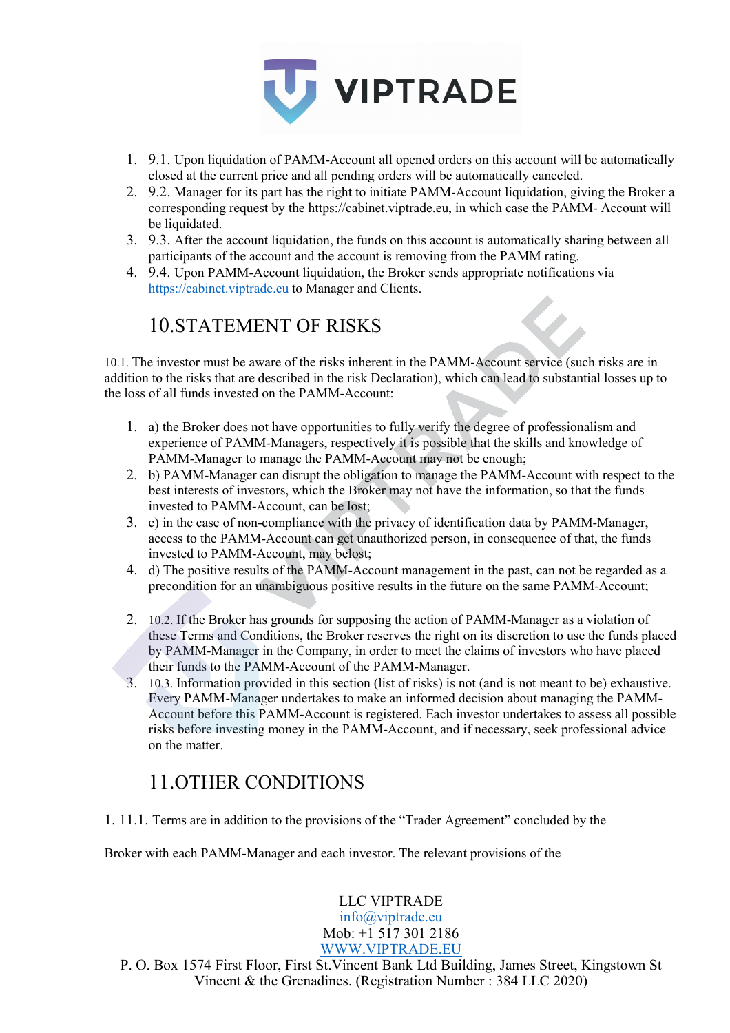1. 9.1. Upon liquidation of PAMM-Account all opened orders on this account will be automatically closed at the current price and all pending orders will be automatically canceled.
2. 9.2. Manager for its part has the right to initiate PAMM-Account liquidation, giving the Broker a corresponding request by the https://cabinet.viptrade.eu, in which case the PAMM- Account will be liquidated.
3. 9.3. After the account liquidation, the funds on this account is automatically sharing between all participants of the account and the account is removing from the PAMM rating.
4. 9.4. Upon PAMM-Account liquidation, the Broker sends appropriate notifications via https://cabinet.viptrade.eu to Manager and Clients.

## 10.STATEMENT OF RISKS

10.1. The investor must be aware of the risks inherent in the PAMM-Account service (such risks are in addition to the risks that are described in the risk Declaration), which can lead to substantial losses up to the loss of all funds invested on the PAMM-Account:

1. a) the Broker does not have opportunities to fully verify the degree of professionalism and experience of PAMM-Managers, respectively it is possible that the skills and knowledge of PAMM-Manager to manage the PAMM-Account may not be enough;
2. b) PAMM-Manager can disrupt the obligation to manage the PAMM-Account with respect to the best interests of investors, which the Broker may not have the information, so that the funds invested to PAMM-Account, can be lost;
3. c) in the case of non-compliance with the privacy of identification data by PAMM-Manager, access to the PAMM-Account can get unauthorized person, in consequence of that, the funds invested to PAMM-Account, may belost;
4. d) The positive results of the PAMM-Account management in the past, can not be regarded as a precondition for an unambiguous positive results in the future on the same PAMM-Account;

2. 10.2. If the Broker has grounds for supposing the action of PAMM-Manager as a violation of these Terms and Conditions, the Broker reserves the right on its discretion to use the funds placed by PAMM-Manager in the Company, in order to meet the claims of investors who have placed their funds to the PAMM-Account of the PAMM-Manager.
3. 10.3. Information provided in this section (list of risks) is not (and is not meant to be) exhaustive. Every PAMM-Manager undertakes to make an informed decision about managing the PAMM-Account before this PAMM-Account is registered. Each investor undertakes to assess all possible risks before investing money in the PAMM-Account, and if necessary, seek professional advice on the matter.

## 11.OTHER CONDITIONS

1. 11.1. Terms are in addition to the provisions of the "Trader Agreement" concluded by the

Broker with each PAMM-Manager and each investor. The relevant provisions of the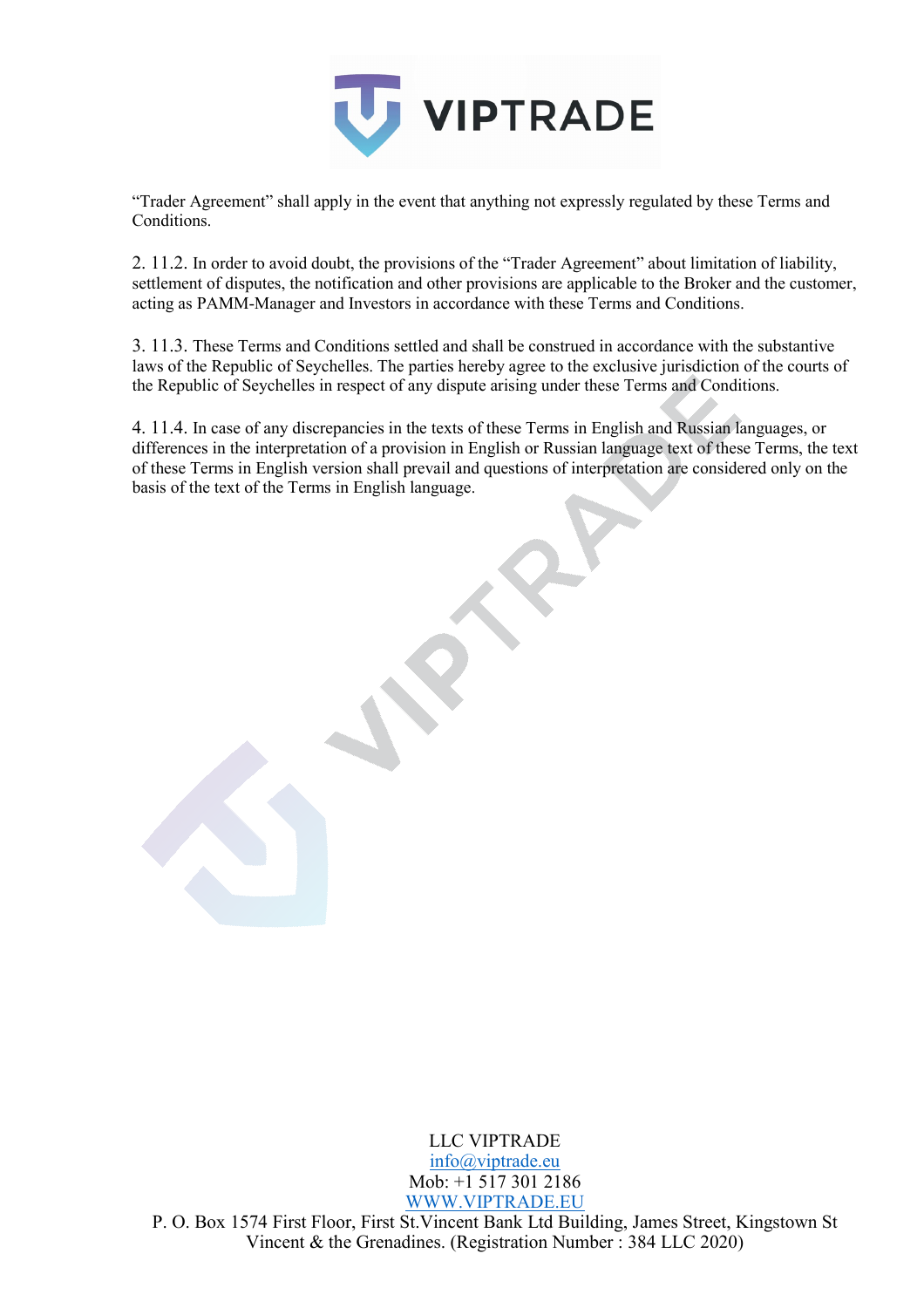"Trader Agreement" shall apply in the event that anything not expressly regulated by these Terms and Conditions.

2. 11.2. In order to avoid doubt, the provisions of the "Trader Agreement" about limitation of liability, settlement of disputes, the notification and other provisions are applicable to the Broker and the customer, acting as PAMM-Manager and Investors in accordance with these Terms and Conditions.

3. 11.3. These Terms and Conditions settled and shall be construed in accordance with the substantive laws of the Republic of Seychelles. The parties hereby agree to the exclusive jurisdiction of the courts of the Republic of Seychelles in respect of any dispute arising under these Terms and Conditions.

4. 11.4. In case of any discrepancies in the texts of these Terms in English and Russian languages, or differences in the interpretation of a provision in English or Russian language text of these Terms, the text of these Terms in English version shall prevail and questions of interpretation are considered only on the basis of the text of the Terms in English language.

LLC VIPTRADE
info@viptrade.eu
Mob: +1 517 301 2186
WWW.VIPTRADE.EU
P. O. Box 1574 First Floor, First St.Vincent Bank Ltd Building, James Street, Kingstown St Vincent & the Grenadines. (Registration Number : 384 LLC 2020)